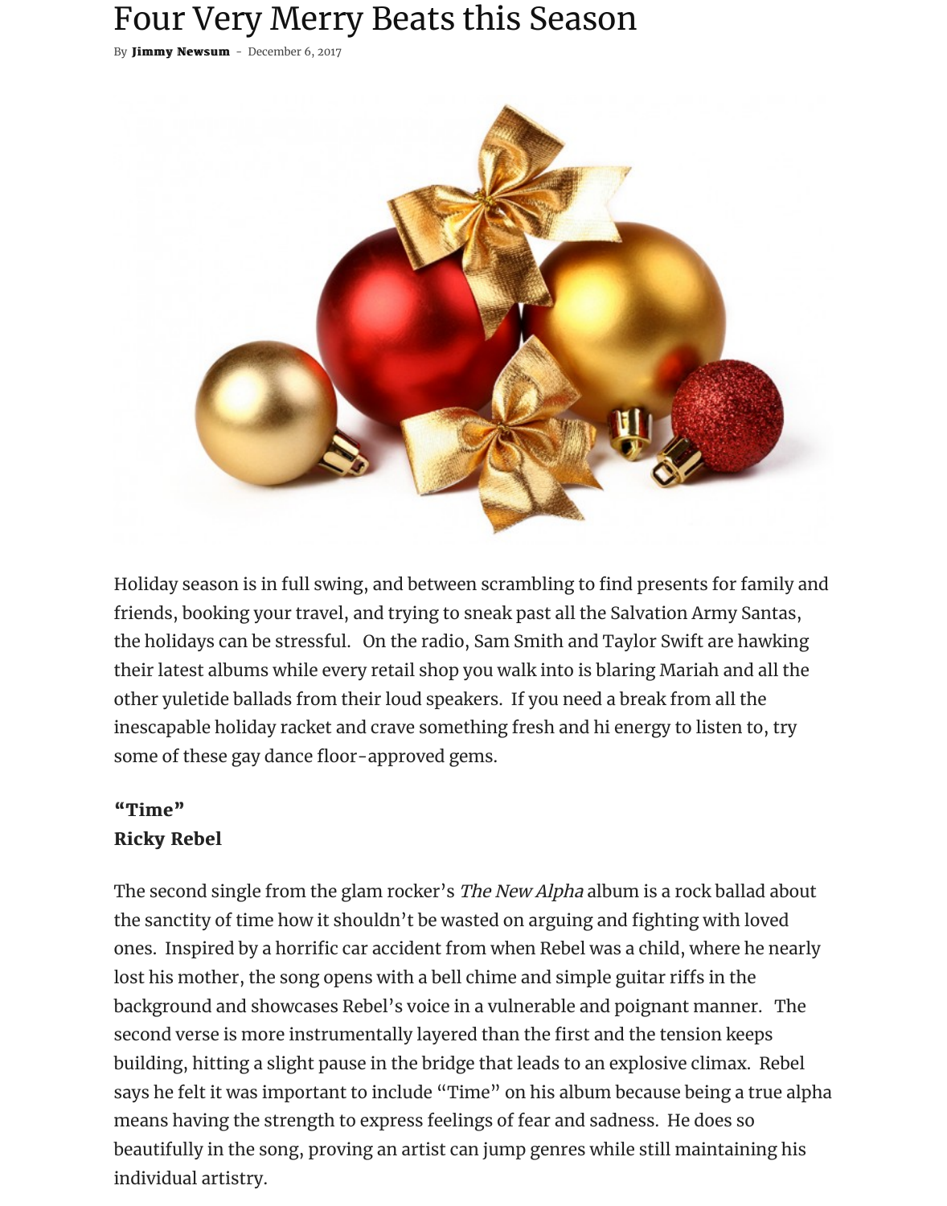# Four Very Merry Beats this Season

By **Jimmy Newsum** - December 6, 2017

Holiday season is in full swing, and between scrambling to find presents for family and friends, booking your travel, and trying to sneak past all the Salvation Army Santas, the holidays can be stressful. On the radio, Sam Smith and Taylor Swift are hawking their latest albums while every retail shop you walk into is blaring Mariah and all the other yuletide ballads from their loud speakers. If you need a break from all the inescapable holiday racket and crave something fresh and hi energy to listen to, try some of these gay dance floor-approved gems.

**"Time"**
**Ricky Rebel**

The second single from the glam rocker's *The New Alpha* album is a rock ballad about the sanctity of time how it shouldn't be wasted on arguing and fighting with loved ones. Inspired by a horrific car accident from when Rebel was a child, where he nearly lost his mother, the song opens with a bell chime and simple guitar riffs in the background and showcases Rebel's voice in a vulnerable and poignant manner. The second verse is more instrumentally layered than the first and the tension keeps building, hitting a slight pause in the bridge that leads to an explosive climax. Rebel says he felt it was important to include "Time" on his album because being a true alpha means having the strength to express feelings of fear and sadness. He does so beautifully in the song, proving an artist can jump genres while still maintaining his individual artistry.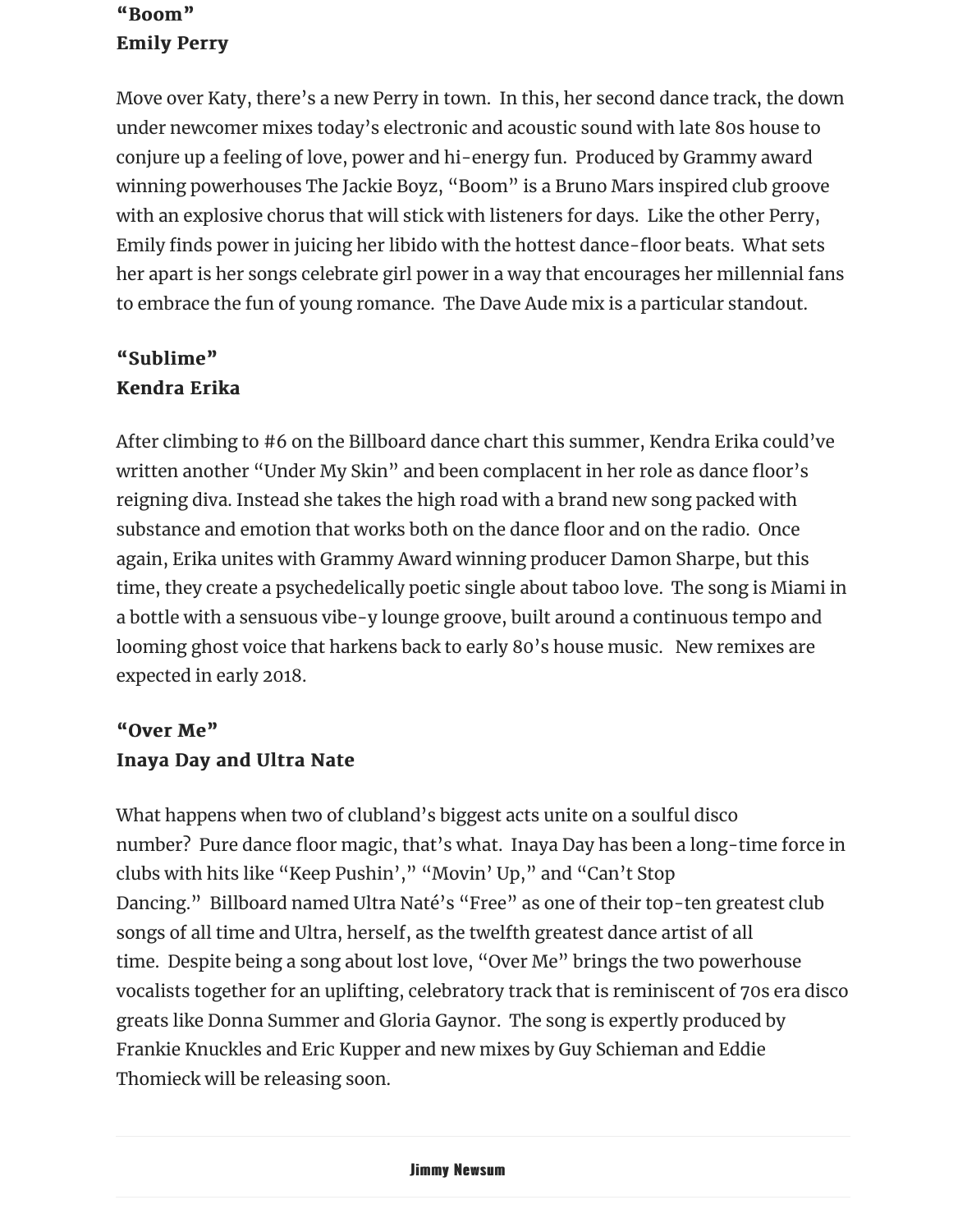**“Boom”**
**Emily Perry**

Move over Katy, there’s a new Perry in town. In this, her second dance track, the down under newcomer mixes today’s electronic and acoustic sound with late 80s house to conjure up a feeling of love, power and hi-energy fun. Produced by Grammy award winning powerhouses The Jackie Boyz, “Boom” is a Bruno Mars inspired club groove with an explosive chorus that will stick with listeners for days. Like the other Perry, Emily finds power in juicing her libido with the hottest dance-floor beats. What sets her apart is her songs celebrate girl power in a way that encourages her millennial fans to embrace the fun of young romance. The Dave Aude mix is a particular standout.

**“Sublime”**
**Kendra Erika**

After climbing to #6 on the Billboard dance chart this summer, Kendra Erika could’ve written another “Under My Skin” and been complacent in her role as dance floor’s reigning diva. Instead she takes the high road with a brand new song packed with substance and emotion that works both on the dance floor and on the radio. Once again, Erika unites with Grammy Award winning producer Damon Sharpe, but this time, they create a psychedelically poetic single about taboo love. The song is Miami in a bottle with a sensuous vibe-y lounge groove, built around a continuous tempo and looming ghost voice that harkens back to early 80’s house music. New remixes are expected in early 2018.

**“Over Me”**
**Inaya Day and Ultra Nate**

What happens when two of clubland’s biggest acts unite on a soulful disco number? Pure dance floor magic, that’s what. Inaya Day has been a long-time force in clubs with hits like “Keep Pushin’,” “Movin’ Up,” and “Can’t Stop Dancing.” Billboard named Ultra Naté’s “Free” as one of their top-ten greatest club songs of all time and Ultra, herself, as the twelfth greatest dance artist of all time. Despite being a song about lost love, “Over Me” brings the two powerhouse vocalists together for an uplifting, celebratory track that is reminiscent of 70s era disco greats like Donna Summer and Gloria Gaynor. The song is expertly produced by Frankie Knuckles and Eric Kupper and new mixes by Guy Schieman and Eddie Thomieck will be releasing soon.

---

**Jimmy Newsum**

---